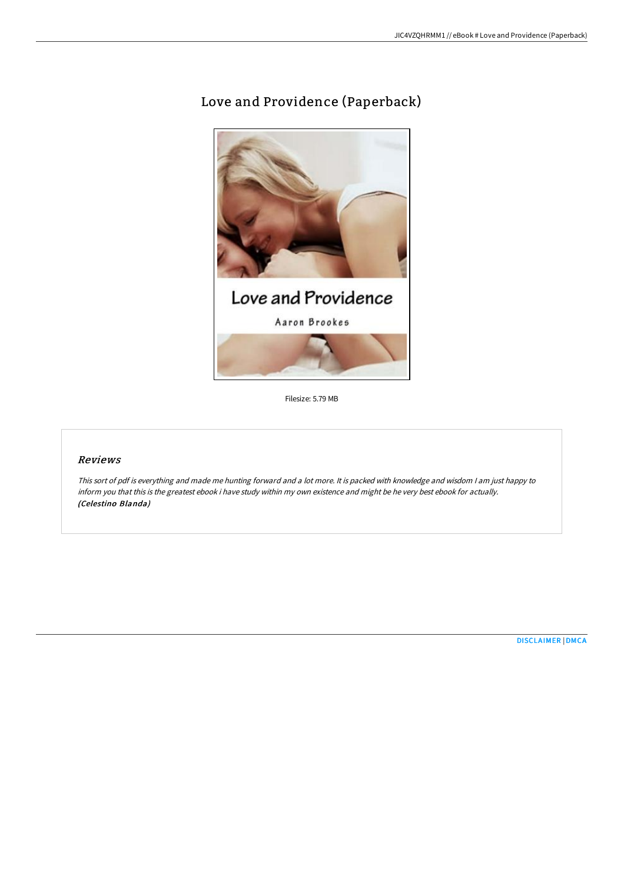# Love and Providence (Paperback)

Filesize: 5.79 MB

## Reviews

*This sort of pdf is everything and made me hunting forward and a lot more. It is packed with knowledge and wisdom I am just happy to inform you that this is the greatest ebook i have study within my own existence and might be he very best ebook for actually.* ***(Celestino Blanda)***

DISCLAIMER | DMCA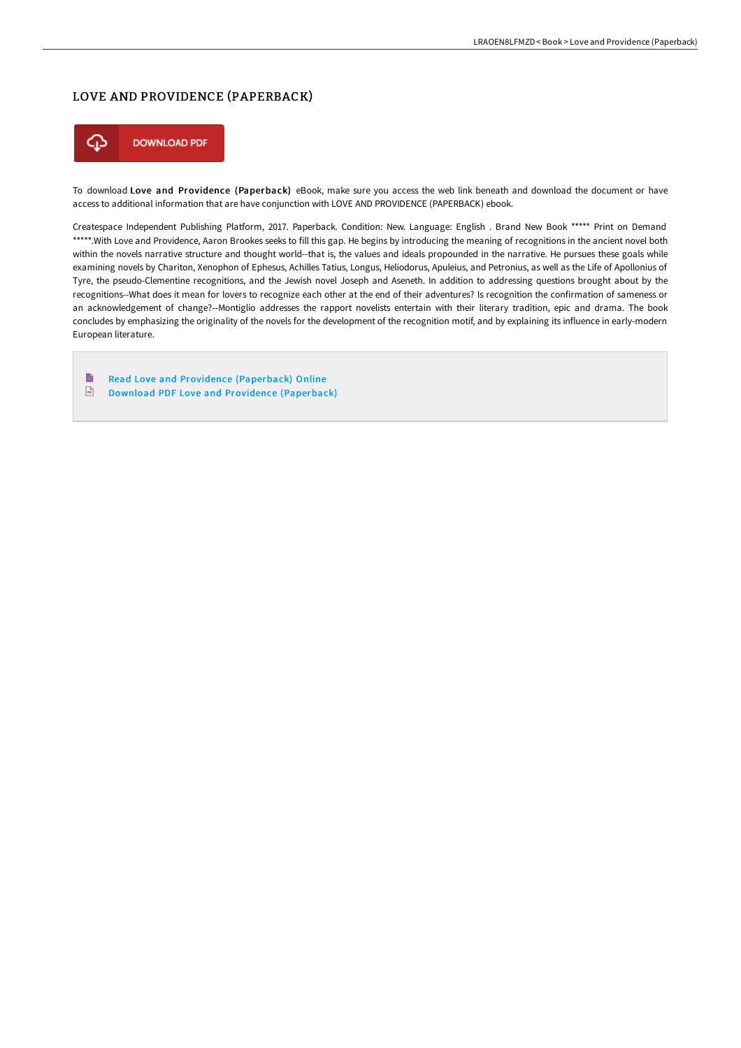# LOVE AND PROVIDENCE (PAPERBACK)

DOWNLOAD PDF

To download **Love and Providence (Paperback)** eBook, make sure you access the web link beneath and download the document or have access to additional information that are have conjunction with LOVE AND PROVIDENCE (PAPERBACK) ebook.

Createspace Independent Publishing Platform, 2017. Paperback. Condition: New. Language: English . Brand New Book ***** Print on Demand *****.With Love and Providence, Aaron Brookes seeks to fill this gap. He begins by introducing the meaning of recognitions in the ancient novel both within the novels narrative structure and thought world--that is, the values and ideals propounded in the narrative. He pursues these goals while examining novels by Chariton, Xenophon of Ephesus, Achilles Tatius, Longus, Heliodorus, Apuleius, and Petronius, as well as the Life of Apollonius of Tyre, the pseudo-Clementine recognitions, and the Jewish novel Joseph and Aseneth. In addition to addressing questions brought about by the recognitions--What does it mean for lovers to recognize each other at the end of their adventures? Is recognition the confirmation of sameness or an acknowledgement of change?--Montiglio addresses the rapport novelists entertain with their literary tradition, epic and drama. The book concludes by emphasizing the originality of the novels for the development of the recognition motif, and by explaining its influence in early-modern European literature.

- Read Love and Providence (Paperback) Online
- Download PDF Love and Providence (Paperback)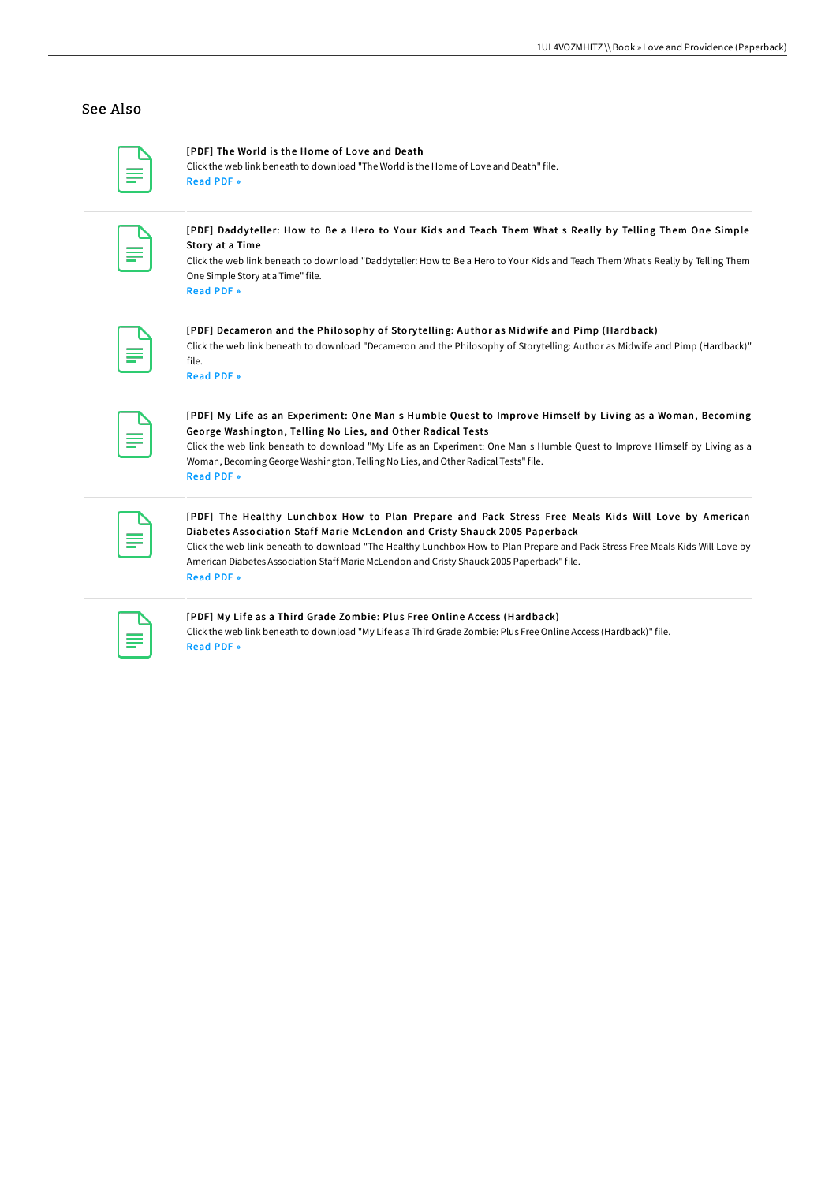## See Also

**[PDF] The World is the Home of Love and Death**

Click the web link beneath to download "The World is the Home of Love and Death" file.

Read PDF »

**[PDF] Daddyteller: How to Be a Hero to Your Kids and Teach Them What s Really by Telling Them One Simple Story at a Time**

Click the web link beneath to download "Daddyteller: How to Be a Hero to Your Kids and Teach Them What s Really by Telling Them One Simple Story at a Time" file.

Read PDF »

**[PDF] Decameron and the Philosophy of Storytelling: Author as Midwife and Pimp (Hardback)**

Click the web link beneath to download "Decameron and the Philosophy of Storytelling: Author as Midwife and Pimp (Hardback)" file.

Read PDF »

**[PDF] My Life as an Experiment: One Man s Humble Quest to Improve Himself by Living as a Woman, Becoming George Washington, Telling No Lies, and Other Radical Tests**

Click the web link beneath to download "My Life as an Experiment: One Man s Humble Quest to Improve Himself by Living as a Woman, Becoming George Washington, Telling No Lies, and Other Radical Tests" file.

Read PDF »

**[PDF] The Healthy Lunchbox How to Plan Prepare and Pack Stress Free Meals Kids Will Love by American Diabetes Association Staff Marie McLendon and Cristy Shauck 2005 Paperback**

Click the web link beneath to download "The Healthy Lunchbox How to Plan Prepare and Pack Stress Free Meals Kids Will Love by American Diabetes Association Staff Marie McLendon and Cristy Shauck 2005 Paperback" file.

Read PDF »

**[PDF] My Life as a Third Grade Zombie: Plus Free Online Access (Hardback)**

Click the web link beneath to download "My Life as a Third Grade Zombie: Plus Free Online Access (Hardback)" file.

Read PDF »